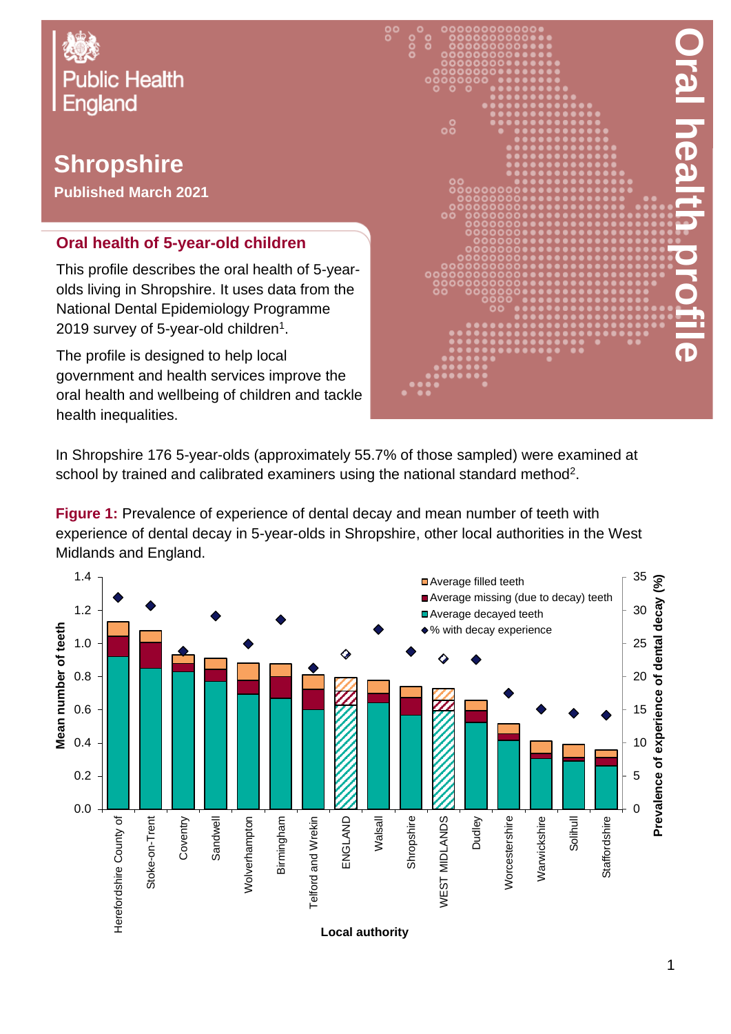Public Health England

# Shropshire

**Published March 2021**

**Oral health profile**

## Oral health of 5-year-old children

This profile describes the oral health of 5-year-olds living in Shropshire. It uses data from the National Dental Epidemiology Programme 2019 survey of 5-year-old children[1].

The profile is designed to help local government and health services improve the oral health and wellbeing of children and tackle health inequalities.

In Shropshire 176 5-year-olds (approximately 55.7% of those sampled) were examined at school by trained and calibrated examiners using the national standard method[2].

**Figure 1:** Prevalence of experience of dental decay and mean number of teeth with experience of dental decay in 5-year-olds in Shropshire, other local authorities in the West Midlands and England.

Legend: Average filled teeth; Average missing (due to decay) teeth; Average decayed teeth; % with decay experience

Left axis: Mean number of teeth (0.0–1.4). Right axis: Prevalence of experience of dental decay (%) (0–35). X-axis: Local authority — Herefordshire County of, Stoke-on-Trent, Coventry, Sandwell, Wolverhampton, Birmingham, Telford and Wrekin, ENGLAND, Walsall, Shropshire, WEST MIDLANDS, Dudley, Worcestershire, Warwickshire, Solihull, Staffordshire.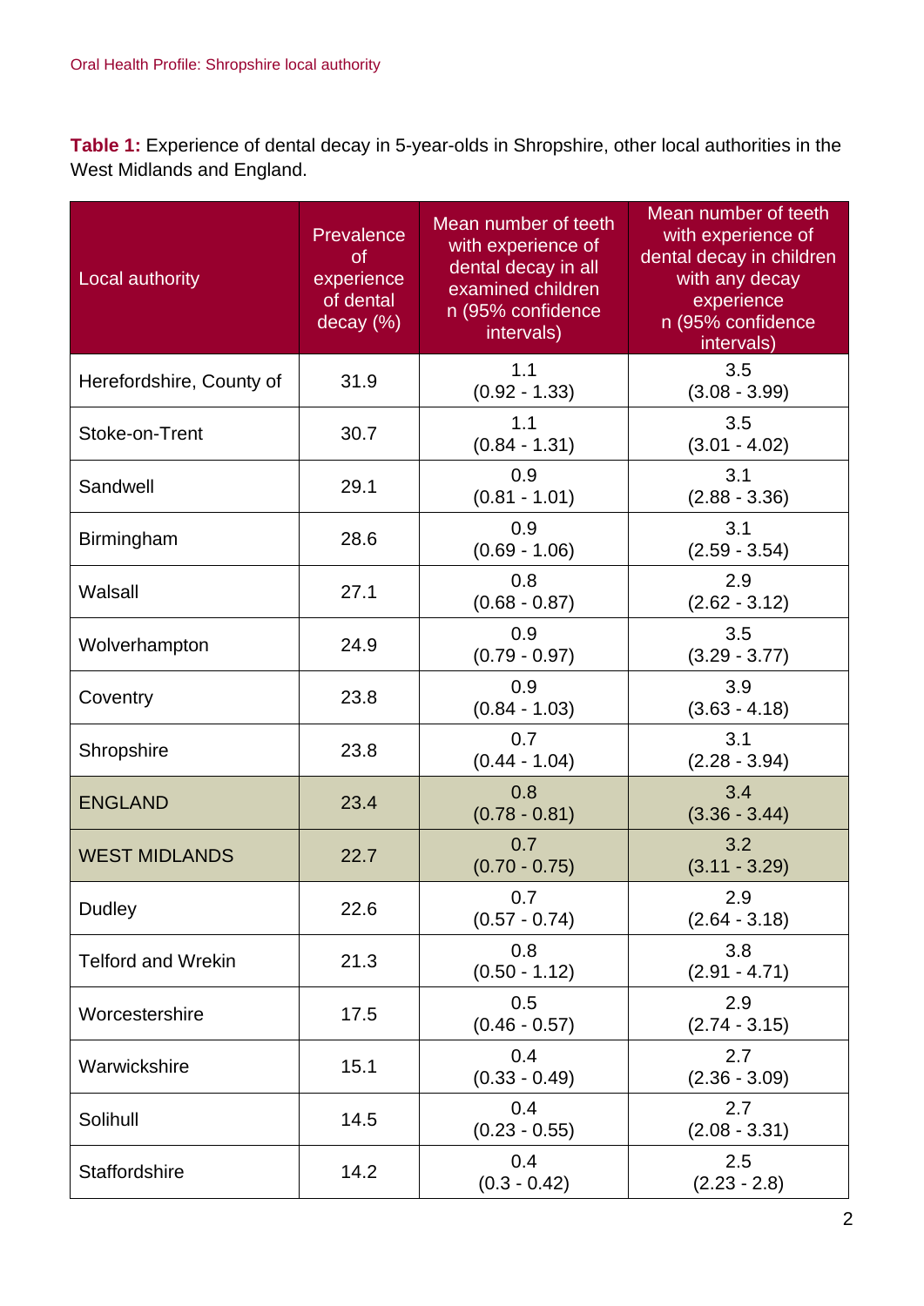**Table 1:** Experience of dental decay in 5-year-olds in Shropshire, other local authorities in the West Midlands and England.

| Local authority | Prevalence of experience of dental decay (%) | Mean number of teeth with experience of dental decay in all examined children n (95% confidence intervals) | Mean number of teeth with experience of dental decay in children with any decay experience n (95% confidence intervals) |
|---|---|---|---|
| Herefordshire, County of | 31.9 | 1.1 (0.92 - 1.33) | 3.5 (3.08 - 3.99) |
| Stoke-on-Trent | 30.7 | 1.1 (0.84 - 1.31) | 3.5 (3.01 - 4.02) |
| Sandwell | 29.1 | 0.9 (0.81 - 1.01) | 3.1 (2.88 - 3.36) |
| Birmingham | 28.6 | 0.9 (0.69 - 1.06) | 3.1 (2.59 - 3.54) |
| Walsall | 27.1 | 0.8 (0.68 - 0.87) | 2.9 (2.62 - 3.12) |
| Wolverhampton | 24.9 | 0.9 (0.79 - 0.97) | 3.5 (3.29 - 3.77) |
| Coventry | 23.8 | 0.9 (0.84 - 1.03) | 3.9 (3.63 - 4.18) |
| Shropshire | 23.8 | 0.7 (0.44 - 1.04) | 3.1 (2.28 - 3.94) |
| ENGLAND | 23.4 | 0.8 (0.78 - 0.81) | 3.4 (3.36 - 3.44) |
| WEST MIDLANDS | 22.7 | 0.7 (0.70 - 0.75) | 3.2 (3.11 - 3.29) |
| Dudley | 22.6 | 0.7 (0.57 - 0.74) | 2.9 (2.64 - 3.18) |
| Telford and Wrekin | 21.3 | 0.8 (0.50 - 1.12) | 3.8 (2.91 - 4.71) |
| Worcestershire | 17.5 | 0.5 (0.46 - 0.57) | 2.9 (2.74 - 3.15) |
| Warwickshire | 15.1 | 0.4 (0.33 - 0.49) | 2.7 (2.36 - 3.09) |
| Solihull | 14.5 | 0.4 (0.23 - 0.55) | 2.7 (2.08 - 3.31) |
| Staffordshire | 14.2 | 0.4 (0.3 - 0.42) | 2.5 (2.23 - 2.8) |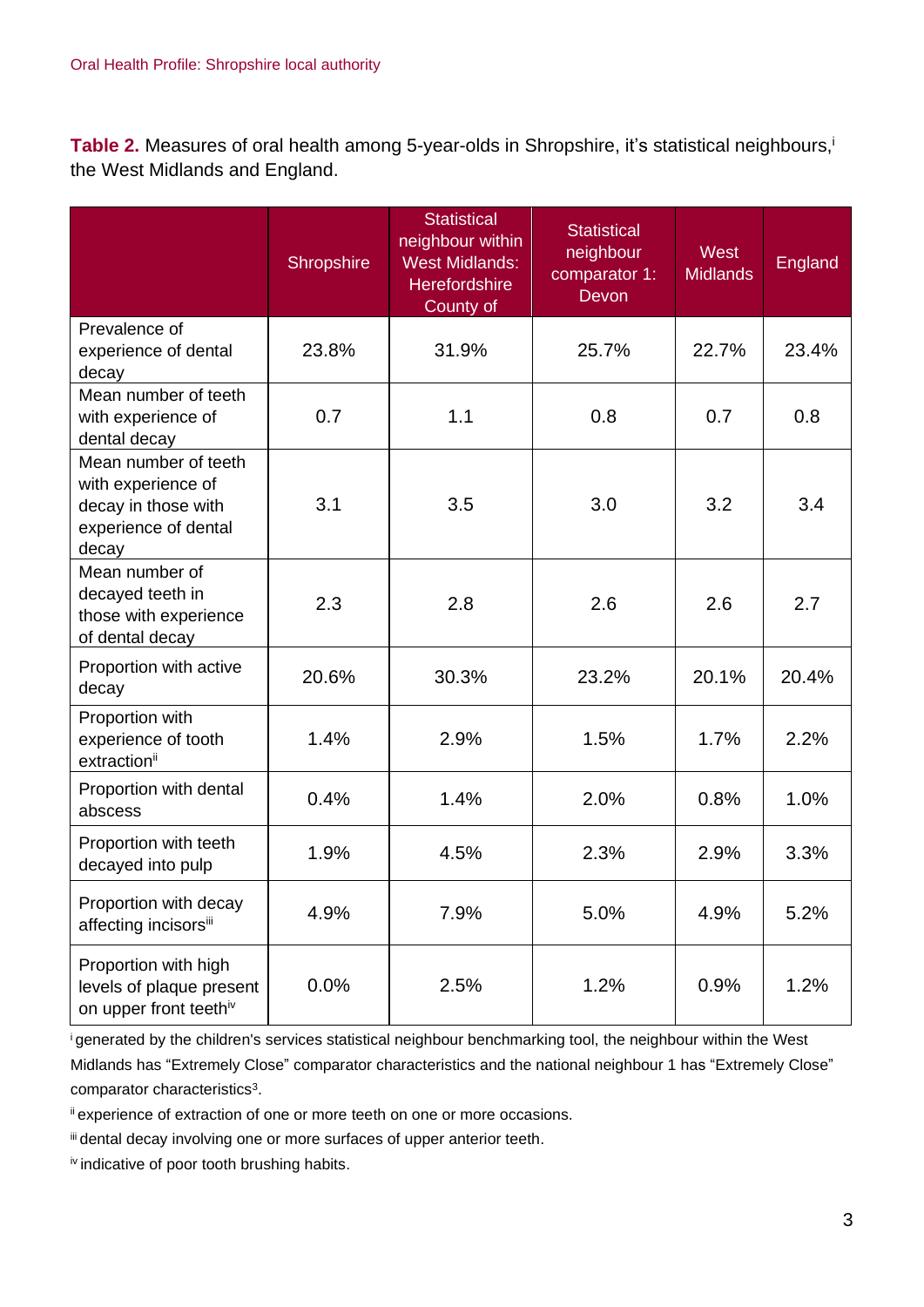**Table 2.** Measures of oral health among 5-year-olds in Shropshire, it's statistical neighbours,[i] the West Midlands and England.

| | Shropshire | Statistical neighbour within West Midlands: Herefordshire County of | Statistical neighbour comparator 1: Devon | West Midlands | England |
|---|---|---|---|---|---|
| Prevalence of experience of dental decay | 23.8% | 31.9% | 25.7% | 22.7% | 23.4% |
| Mean number of teeth with experience of dental decay | 0.7 | 1.1 | 0.8 | 0.7 | 0.8 |
| Mean number of teeth with experience of decay in those with experience of dental decay | 3.1 | 3.5 | 3.0 | 3.2 | 3.4 |
| Mean number of decayed teeth in those with experience of dental decay | 2.3 | 2.8 | 2.6 | 2.6 | 2.7 |
| Proportion with active decay | 20.6% | 30.3% | 23.2% | 20.1% | 20.4% |
| Proportion with experience of tooth extraction[ii] | 1.4% | 2.9% | 1.5% | 1.7% | 2.2% |
| Proportion with dental abscess | 0.4% | 1.4% | 2.0% | 0.8% | 1.0% |
| Proportion with teeth decayed into pulp | 1.9% | 4.5% | 2.3% | 2.9% | 3.3% |
| Proportion with decay affecting incisors[iii] | 4.9% | 7.9% | 5.0% | 4.9% | 5.2% |
| Proportion with high levels of plaque present on upper front teeth[iv] | 0.0% | 2.5% | 1.2% | 0.9% | 1.2% |

[i] generated by the children's services statistical neighbour benchmarking tool, the neighbour within the West Midlands has "Extremely Close" comparator characteristics and the national neighbour 1 has "Extremely Close" comparator characteristics[3].

[ii] experience of extraction of one or more teeth on one or more occasions.

[iii] dental decay involving one or more surfaces of upper anterior teeth.

[iv] indicative of poor tooth brushing habits.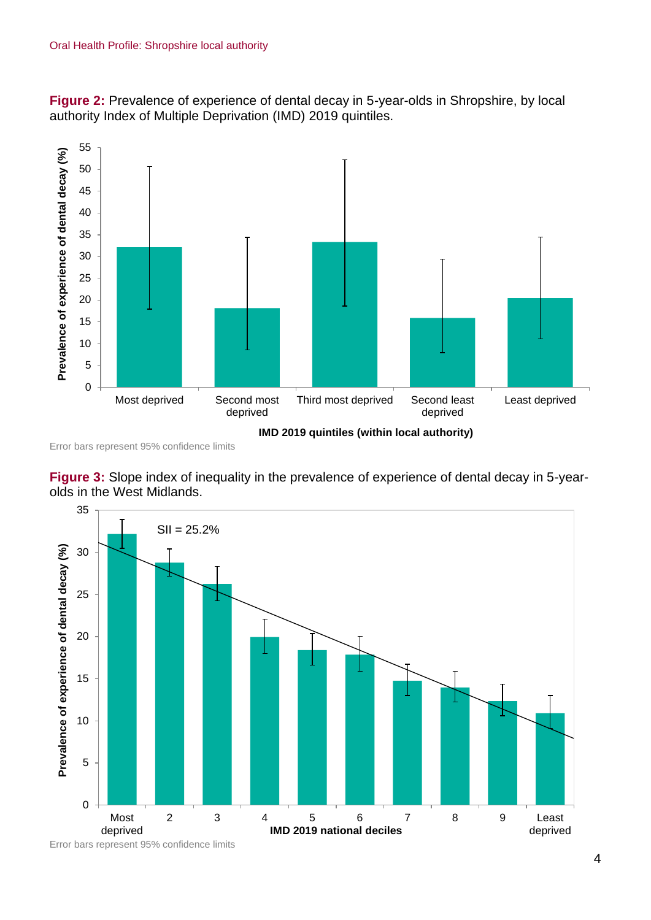**Figure 2:** Prevalence of experience of dental decay in 5-year-olds in Shropshire, by local authority Index of Multiple Deprivation (IMD) 2019 quintiles.

Error bars represent 95% confidence limits

**Figure 3:** Slope index of inequality in the prevalence of experience of dental decay in 5-year-olds in the West Midlands.

Error bars represent 95% confidence limits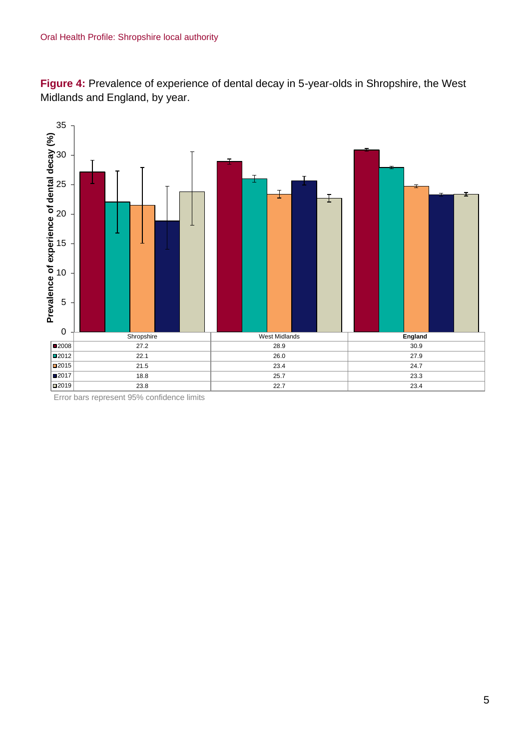**Figure 4:** Prevalence of experience of dental decay in 5-year-olds in Shropshire, the West Midlands and England, by year.

| | Shropshire | West Midlands | England |
|---|---|---|---|
| 2008 | 27.2 | 28.9 | 30.9 |
| 2012 | 22.1 | 26.0 | 27.9 |
| 2015 | 21.5 | 23.4 | 24.7 |
| 2017 | 18.8 | 25.7 | 23.3 |
| 2019 | 23.8 | 22.7 | 23.4 |

Error bars represent 95% confidence limits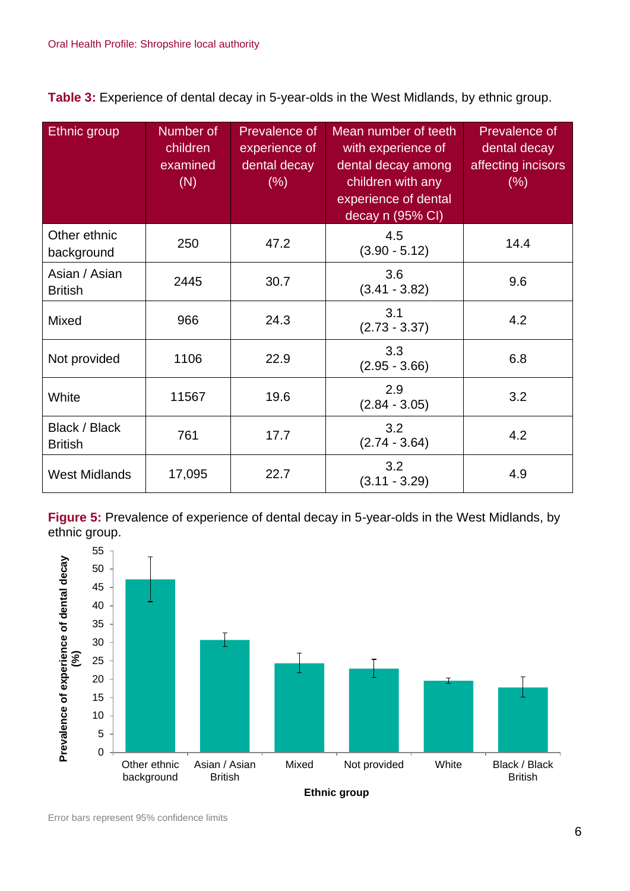**Table 3:** Experience of dental decay in 5-year-olds in the West Midlands, by ethnic group.

| Ethnic group | Number of children examined (N) | Prevalence of experience of dental decay (%) | Mean number of teeth with experience of dental decay among children with any experience of dental decay n (95% CI) | Prevalence of dental decay affecting incisors (%) |
|---|---|---|---|---|
| Other ethnic background | 250 | 47.2 | 4.5 (3.90 - 5.12) | 14.4 |
| Asian / Asian British | 2445 | 30.7 | 3.6 (3.41 - 3.82) | 9.6 |
| Mixed | 966 | 24.3 | 3.1 (2.73 - 3.37) | 4.2 |
| Not provided | 1106 | 22.9 | 3.3 (2.95 - 3.66) | 6.8 |
| White | 11567 | 19.6 | 2.9 (2.84 - 3.05) | 3.2 |
| Black / Black British | 761 | 17.7 | 3.2 (2.74 - 3.64) | 4.2 |
| West Midlands | 17,095 | 22.7 | 3.2 (3.11 - 3.29) | 4.9 |

**Figure 5:** Prevalence of experience of dental decay in 5-year-olds in the West Midlands, by ethnic group.

Error bars represent 95% confidence limits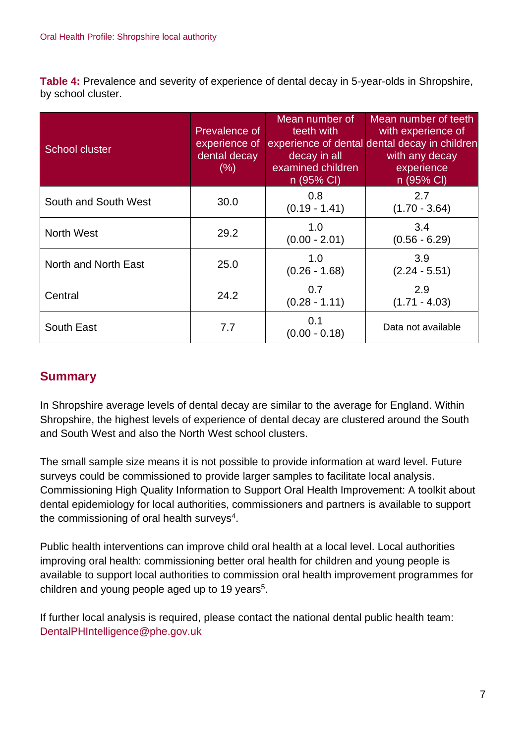**Table 4:** Prevalence and severity of experience of dental decay in 5-year-olds in Shropshire, by school cluster.

| School cluster | Prevalence of experience of dental decay (%) | Mean number of teeth with experience of dental decay in all examined children n (95% CI) | Mean number of teeth with experience of dental decay in children with any decay experience n (95% CI) |
|---|---|---|---|
| South and South West | 30.0 | 0.8 (0.19 - 1.41) | 2.7 (1.70 - 3.64) |
| North West | 29.2 | 1.0 (0.00 - 2.01) | 3.4 (0.56 - 6.29) |
| North and North East | 25.0 | 1.0 (0.26 - 1.68) | 3.9 (2.24 - 5.51) |
| Central | 24.2 | 0.7 (0.28 - 1.11) | 2.9 (1.71 - 4.03) |
| South East | 7.7 | 0.1 (0.00 - 0.18) | Data not available |

## Summary

In Shropshire average levels of dental decay are similar to the average for England. Within Shropshire, the highest levels of experience of dental decay are clustered around the South and South West and also the North West school clusters.

The small sample size means it is not possible to provide information at ward level. Future surveys could be commissioned to provide larger samples to facilitate local analysis. Commissioning High Quality Information to Support Oral Health Improvement: A toolkit about dental epidemiology for local authorities, commissioners and partners is available to support the commissioning of oral health surveys[4].

Public health interventions can improve child oral health at a local level. Local authorities improving oral health: commissioning better oral health for children and young people is available to support local authorities to commission oral health improvement programmes for children and young people aged up to 19 years[5].

If further local analysis is required, please contact the national dental public health team: DentalPHIntelligence@phe.gov.uk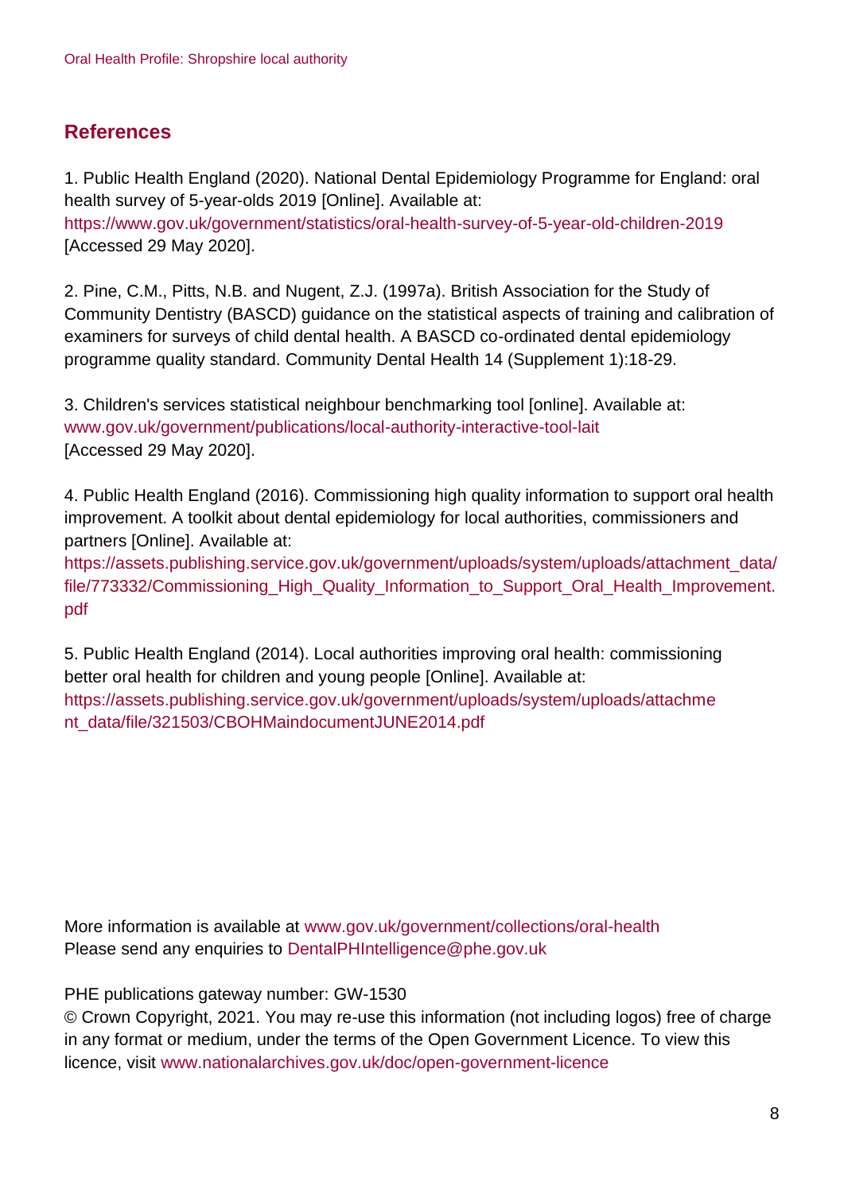## References

1. Public Health England (2020). National Dental Epidemiology Programme for England: oral health survey of 5-year-olds 2019 [Online]. Available at: https://www.gov.uk/government/statistics/oral-health-survey-of-5-year-old-children-2019 [Accessed 29 May 2020].

2. Pine, C.M., Pitts, N.B. and Nugent, Z.J. (1997a). British Association for the Study of Community Dentistry (BASCD) guidance on the statistical aspects of training and calibration of examiners for surveys of child dental health. A BASCD co-ordinated dental epidemiology programme quality standard. Community Dental Health 14 (Supplement 1):18-29.

3. Children's services statistical neighbour benchmarking tool [online]. Available at: www.gov.uk/government/publications/local-authority-interactive-tool-lait [Accessed 29 May 2020].

4. Public Health England (2016). Commissioning high quality information to support oral health improvement. A toolkit about dental epidemiology for local authorities, commissioners and partners [Online]. Available at: https://assets.publishing.service.gov.uk/government/uploads/system/uploads/attachment_data/file/773332/Commissioning_High_Quality_Information_to_Support_Oral_Health_Improvement.pdf

5. Public Health England (2014). Local authorities improving oral health: commissioning better oral health for children and young people [Online]. Available at: https://assets.publishing.service.gov.uk/government/uploads/system/uploads/attachment_data/file/321503/CBOHMaindocumentJUNE2014.pdf

More information is available at www.gov.uk/government/collections/oral-health
Please send any enquiries to DentalPHIntelligence@phe.gov.uk

PHE publications gateway number: GW-1530
© Crown Copyright, 2021. You may re-use this information (not including logos) free of charge in any format or medium, under the terms of the Open Government Licence. To view this licence, visit www.nationalarchives.gov.uk/doc/open-government-licence